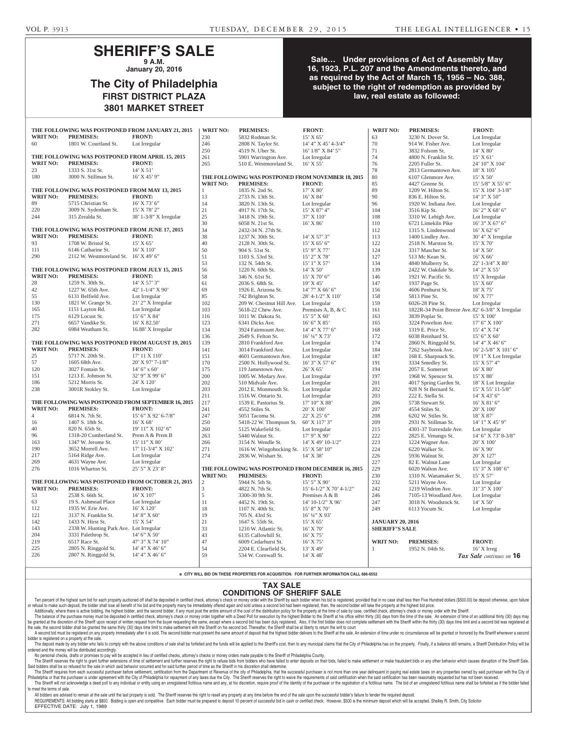# SHERIFF'S SALE

**9 A.M.**

**January 20, 2016**

## The City of Philadelphia

### FIRST DISTRICT PLAZA
### 3801 MARKET STREET

**Sale… Under provisions of Act of Assembly May 16, 1923, P.L. 207 and the Amendments thereto, and as required by the Act of March 15, 1956 – No. 388, subject to the right of redemption as provided by law, real estate as followed:**

**THE FOLLOWING WAS POSTPONED FROM JANUARY 21, 2015**

| WRIT NO: | PREMISES: | FRONT: |
|---|---|---|
| 60 | 1801 W. Courtland St. | Lot Irregular |

**THE FOLLOWING WAS POSTPONED FROM APRIL 15, 2015**

| WRIT NO: | PREMISES: | FRONT: |
|---|---|---|
| 23 | 1333 S. 31st St. | 14' X 51' |
| 180 | 3000 N. Stillman St. | 16' X 45' 9" |

**THE FOLLOWING WAS POSTPONED FROM MAY 13, 2015**

| WRIT NO: | PREMISES: | FRONT: |
|---|---|---|
| 89 | 5715 Christian St. | 16' X 73' 6" |
| 220 | 3009 N. Sydenham St. | 15' X 78' 2" |
| 244 | 315 Zeralda St. | 38' 1-3/8" X Irregular |

**THE FOLLOWING WAS POSTPONED FROM JUNE 17, 2015**

| WRIT NO: | PREMISES: | FRONT: |
|---|---|---|
| 93 | 1708 W. Bristol St. | 15' X 65' |
| 111 | 6146 Catharine St. | 16' X 110' |
| 290 | 2112 W. Westmoreland St. | 16' X 49' 6" |

**THE FOLLOWING WAS POSTPONED FROM JULY 15, 2015**

| WRIT NO: | PREMISES: | FRONT: |
|---|---|---|
| 28 | 1259 N. 30th St. | 14' X 57' 3" |
| 42 | 1227 W. 65th Ave. | 42' 1-1/4" X 90' |
| 55 | 6131 Belfield Ave. | Lot Irregular |
| 130 | 1821 W. Grange St. | 21' 2" X Irregular |
| 165 | 1151 Layton Rd. | Lot Irregular |
| 175 | 6129 Locust St. | 15' 6" X 84' |
| 271 | 6657 Vandike St. | 16' X 82.50' |
| 282 | 6984 Weatham St. | 16.88' X Irregular |

**THE FOLLOWING WAS POSTPONED FROM AUGUST 19, 2015**

| WRIT NO: | PREMISES: | FRONT: |
|---|---|---|
| 25 | 5717 N. 20th St. | 17' 11 X 110' |
| 57 | 1605 68th Ave. | 20' X 97' 7-1/8" |
| 120 | 3027 Fontain St. | 14' 6" x 60' |
| 151 | 1213 E. Johnson St. | 32' 9" X 99' 6" |
| 186 | 5212 Morris St. | 24' X 120' |
| 238 | 3001R Stokley St. | Lot Irregular |

**THE FOLLOWING WAS POSTPONED FROM SEPTEMBER 16, 2015**

| WRIT NO: | PREMISES: | FRONT: |
|---|---|---|
| 4 | 6814 N. 7th St. | 15' 6" X 92' 6-7/8" |
| 16 | 1407 S. 18th St. | 16' X 68' |
| 40 | 820 N. 65th St. | 19' 11" X 102' 6" |
| 96 | 1318-20 Cumberland St. | Prem A & Prem B |
| 163 | 1347 W. Jerome St. | 15' 11" X 80' |
| 190 | 3652 Morrell Ave. | 17' 11-3/4" X 102' |
| 217 | 5164 Ridge Ave. | Lot Irregular |
| 269 | 4631 Wayne Ave. | Lot Irregular |
| 276 | 1016 Wharton St. | 25' 5" X 23' 8" |

**THE FOLLOWING WAS POSTPONED FROM OCTOBER 21, 2015**

| WRIT NO: | PREMISES: | FRONT: |
|---|---|---|
| 53 | 2538 S. 66th St. | 16' X 107' |
| 63 | 19 S. Ashmead Place | Lot Irregular |
| 112 | 1935 W. Erie Ave. | 16' X 120' |
| 121 | 3137 N. Franklin St. | 14' 8" X 60' |
| 142 | 1433 N. Hirst St. | 15' X 54' |
| 143 | 2338 W. Hunting Park Ave. | Lot Irregular |
| 204 | 3331 Palethrop St. | 14' 6" X 50' |
| 219 | 6517 Race St. | 47' 3" X 74' 10" |
| 225 | 2805 N. Ringgold St. | 14' 4" X 46' 6" |
| 226 | 2807 N. Ringgold St. | 14' 4" X 46' 6" |
| 230 | 5832 Rodman St. | 15' X 65' |
| 246 | 2808 N. Taylor St. | 14' 4" X 45' 4-3/4" |
| 250 | 4519 N. Uber St. | 16' 1/8" X 84' 5" |
| 261 | 5901 Warrington Ave. | Lot Irregular |
| 265 | 510 E. Westmoreland St. | 16' X 55' |

**THE FOLLOWING WAS POSTPONED FROM NOVEMBER 18, 2015**

| WRIT NO: | PREMISES: | FRONT: |
|---|---|---|
| 1 | 1835 N. 2nd St. | 17' X 80' |
| 13 | 2733 N. 13th St. | 16' X 84' |
| 14 | 3820 N. 13th St. | Lot Irregular |
| 21 | 4917 N. 17th St. | 15' X 87' 4" |
| 25 | 3418 N. 19th St. | 37' X 110' |
| 30 | 6058 N. 21st St. | 16' X 86' |
| 34 | 2432-34 N. 27th St. | |
| 38 | 1237 N. 30th St. | 14' X 57' 3" |
| 40 | 2128 N. 30th St. | 15' X 65' 6" |
| 50 | 904 S. 51st St. | 15' 9" X 77' |
| 51 | 1103 S. 53rd St. | 15' 2" X 78' |
| 53 | 132 N. 54th St. | 15' 1" X 57' |
| 56 | 1220 N. 60th St. | 14' X 50' |
| 58 | 346 N. 61st St. | 15' X 70' 6" |
| 61 | 2036 S. 68th St. | 19' X 45' |
| 69 | 1926 E. Arizona St. | 14' 7" X 66' 6" |
| 85 | 742 Brighton St. | 28' 4-1/2" X 110' |
| 102 | 209 W. Chestnut Hill Ave. | Lot Irregular |
| 103 | 5618-22 Chew Ave. | Premises A, B, & C |
| 116 | 1011 W. Dakota St. | 15' 5" X 60' |
| 123 | 6341 Dicks Ave. | 16' 6" X 85' |
| 134 | 3924 Fairmount Ave. | 14' 4" X 77' 6" |
| 136 | 2649 S. Felton St. | 16' ¼" X 73' |
| 139 | 2810 Frankford Ave. | Lot Irregular |
| 141 | 3014 Frankford Ave. | Lot Irregular |
| 151 | 4601 Germantown Ave. | Lot Irregular |
| 170 | 2500 N. Hollywood St. | 16' 3" X 57' 6" |
| 175 | 119 Jamestown Ave. | 26' X 65' |
| 200 | 1005 W. Medary Ave. | Lot Irregular |
| 202 | 510 Midvale Ave. | Lot Irregular |
| 203 | 2012 E. Monmouth St. | Lot Irregular |
| 211 | 1516 W. Ontario St. | Lot Irregular |
| 217 | 1539 E. Pastorius St. | 17' 10" X 88' |
| 241 | 4552 Stiles St. | 20' X 100' |
| 247 | 5051 Tacoma St. | 22' X 25' 6" |
| 250 | 5418-22 W. Thompson St. | 60' X 117' 3" |
| 260 | 5125 Wakefield St. | Lot Irregular |
| 263 | 5440 Walnut St. | 17' 9" X 90' |
| 266 | 3154 N. Wendle St. | 14' X 49' 10-1/2" |
| 271 | 1616 W. Wingohocking St. | 15' X 58' 10" |
| 274 | 2836 W. Wishart St. | 14' X 38' |

**THE FOLLOWING WAS POSTPONED FROM DECEMBER 16, 2015**

| WRIT NO: | PREMISES: | FRONT: |
|---|---|---|
| 2 | 5944 N. 5th St. | 15' 5" X 90' |
| 3 | 4822 N. 7th St. | 15' 6-1/2" X 70' 4-1/2" |
| 5 | 3300-30 9th St. | Premises A & B |
| 11 | 4452 N. 19th St. | 14' 10-1/2" X 96' |
| 18 | 1107 N. 40th St. | 15' 8" X 70' |
| 19 | 705 N. 43rd St. | 16' ¼" X 93' |
| 21 | 1647 S. 55th St. | 15' X 65' |
| 33 | 1210 W. Atlantic St. | 16' X 70' |
| 43 | 6135 Callowhill St. | 16' X 75' |
| 47 | 6009 Cedarhurst St. | 16' X 75' |
| 54 | 2204 E. Clearfield St. | 13' X 49' |
| 59 | 534 W. Cornwall St. | 14' X 48' |
| 63 | 3230 N. Dover St. | Lot Irregular |
| 70 | 914 W. Fisher Ave. | Lot Irregular |
| 71 | 3832 Folsom St. | 14' X 80' |
| 74 | 4800 N. Franklin St. | 15' X 61' |
| 76 | 2205 Fuller St. | 24' 10" X 104' |
| 78 | 2813 Germantown Ave. | 18' X 105' |
| 80 | 6107 Glenmore Ave. | 15' X 50' |
| 85 | 4427 Greene St. | 15' 5/8" X 55' 6" |
| 89 | 1209 W. Hilton St. | 15' X 104' 3-1/8" |
| 90 | 836 E. Hilton St. | 14' 3" X 50" |
| 96 | 1920 W. Indiana Ave. | Lot Irregular |
| 104 | 3516 Kip St. | 16' 2" X 68' 6" |
| 108 | 3310 W. Lehigh Ave. | Lot Irregular |
| 110 | 6721 Limekiln Pike | 16' 3" X 67' 6" |
| 112 | 1315 S. Lindenwood | 16' X 62' 6" |
| 113 | 1400 Lindley Ave. | 30' 4" X Irregular |
| 122 | 2518 N. Marston St. | 15' X 70' |
| 124 | 3317 Mascher St. | 14' X 50' |
| 127 | 513 Mc Kean St. | 16' X 66' |
| 134 | 4840 Mulberry St. | 22' 1-3/4" X 80' |
| 139 | 2422 W. Oakdale St. | 14' 2" X 55' |
| 146 | 1921 W. Pacific St. | 15' X Irregular |
| 147 | 1937 Page St. | 15' X 60' |
| 156 | 4606 Penhurst St. | 18' X 75' |
| 158 | 5813 Pine St. | 16' X 77' |
| 159 | 6026-28 Pine St. | Lot Irregular |
| 161 | 1822R-34 Point Breeze Ave. | 82' 6-3/8" X Irregular |
| 163 | 3839 Poplar St. | 15' X 100' |
| 165 | 3224 Powelton Ave. | 17' 6" X 100' |
| 168 | 1319 E. Price St. | 15' 4" X 74' |
| 172 | 6038 Reinhard St. | 15' 6" X 60' |
| 174 | 2860 N. Ringgold St. | 14' 4" X 46' 6" |
| 184 | 7262 Saybrook Ave. | 16' 2-5/8" X 101' 6" |
| 187 | 168 E. Sharpnack St. | 19' 1" X Lot Irregular |
| 191 | 3334 Smedley St. | 15' X 57' 4" |
| 194 | 2057 E. Somerset | 16' X 80' |
| 197 | 1968 W. Spencer St. | 15' X 88' |
| 201 | 4017 Spring Garden St. | 18' X Lot Irregular |
| 202 | 928 N St Bernard St. | 15' X 55' 11-5/8" |
| 203 | 222 E. Stella St. | 14' X 43' 6" |
| 206 | 5738 Stewart St. | 16' X 81' 6" |
| 207 | 4554 Stiles St. | 20' X 100' |
| 208 | 6202 W. Stiles St. | 18' X 87' |
| 209 | 2931 N. Stillman St. | 14' 1" X 45' 9" |
| 215 | 4301-37 Torresdale Ave. | Lot Irregular |
| 222 | 2825 E. Venango St. | 14' 6" X 73' 8-3/8" |
| 223 | 1224 Wagner Ave. | 20' X 100' |
| 224 | 6220 Walker St. | 16' X 90' |
| 226 | 5936 Walnut St. | 20' X 127' |
| 227 | 82 E. Walnut Lane | Lot Irregular |
| 229 | 6020 Walton Ave. | 15' 3" X 108' 6" |
| 230 | 1310 N. Wanamaker St. | 15' X 57' |
| 232 | 5211 Wayne Ave. | Lot Irregular |
| 242 | 1219 Windrim Ave. | 31' 3" X 100' |
| 246 | 7105-13 Woodland Ave. | Lot Irregular |
| 247 | 3018 N. Woodstock St. | 14' X 50' |
| 249 | 6113 Yocum St. | Lot Irregular |

**JANUARY 20, 2016**
**SHERIFF'S SALE**

| WRIT NO: | PREMISES: | FRONT: |
|---|---|---|
| 1 | 1952 N. 04th St. | 16' X Irreg |

***Tax Sale continues on 16***

e CITY WILL BID ON THESE PROPERTIES FOR ACQUISITION. FOR FURTHER INFORMATION CALL 686-6552

## TAX SALE
## CONDITIONS OF SHERIFF SALE

Ten percent of the highest sum bid for each property auctioned off shall be deposited in certified check, attorney's check or money order with the Sheriff by each bidder when his bid is registered, provided that in no case shall less then Five Hundred dollars ($500.00) be deposit otherwise, upon failure or refusal to make such deposit, the bidder shall lose all benefit of his bid and the property many be immediately offered again and sold unless a second bid had been registered, then, the second bidder will take the property at the highest bid price.

Additionally, where there is active bidding, the highest bidder, and the second bidder, if any must post the entire amount of the cost of the distribution policy for the property at the time of sale by case, certified check, attorney's check or money order with the Sheriff.

The balance of the purchase money must be deposited in certified check, attorney's check or money order together with a Deed Poll for execution by the highest Bidder to the Sheriff at his office within thirty (30) days from the time of the sale. An extension of time of an additional thirty (30) days may be granted at the discretion of the Sheriff upon receipt of written request from the buyer requesting the same, except where a second bid has been duly registered, Also, if the first bidder does not complete settlement with the Sheriff within the thirty (30) days time limit and a second bid was registered at the sale, the second bidder shall be granted the same thirty (30) days time limit to make settlement with the Sheriff on his second bid. Thereafter, the Sheriff shall be at liberty to return the writ to court

A second bid must be registered on any property immediately after it is sold. The second bidder must present the same amount of deposit that the highest bidder delivers to the Sheriff at the sale. An extension of time under no circumstances will be granted or honored by the Sheriff whenever a second bidder is registered on a property at the sale.

The deposit made by any bidder who fails to comply with the above conditions of sale shall be forfeited and the funds will be applied to the Sheriff's cost, then to any municipal claims that the City of Philadelphia has on the property. Finally, if a balance still remains, a Sheriff Distribution Policy will be ordered and the money will be distributed accordingly.

No personal checks, drafts or promises to pay will be accepted in lieu of certified checks, attorney's checks or money orders made payable to the Sheriff of Philadelphia County.

The Sheriff reserves the right to grant further extensions of time of settlement and further reserves the right to refuse bids from bidders who have failed to enter deposits on their bids, failed to make settlement or make fraudulent bids or any other behavior which causes disruption of the Sheriff Sale. Said bidders shall be so refused for the sale in which said behavior occurred and for said further period of time as the Sheriff in his discretion shall determine.

The Sheriff requires from each successful purchaser before settlement, certification from the Department of Revenue of the city of Philadelphia, that the successful purchaser is not more than one year delinquent in paying real estate taxes on any properties owned by said purchaser with the City of Philadelphia or that the purchaser is under agreement with the City of Philadelphia for repayment of any taxes due the City. The Sheriff reserves the right to waive the requirements of said certification when the said certification has been reasonably requested but has not been received.

The Sheriff will not acknowledge a deed poll to any individual or entity using an unregistered fictitious name and any, at his discretion, require proof of the identity of the purchaser or the registration of a fictitious name. The bid of an unregistered fictitious name shall be forfeited as if the bidder failed to meet the terms of sale.

All bidders are advised to remain at the sale until the last property is sold. The Sheriff reserves the right to resell any property at any time before the end of the sale upon the successful bidder's failure to tender the required deposit.

REQUIREMENTS: All bidding starts at $800. Bidding is open and competitive. Each bidder must be prepared to deposit 10 percent of successful bid in cash or certified check. However, $500 is the minimum deposit which will be accepted. Shelley R. Smith, City Solicitor

EFFECTIVE DATE: July 1, 1989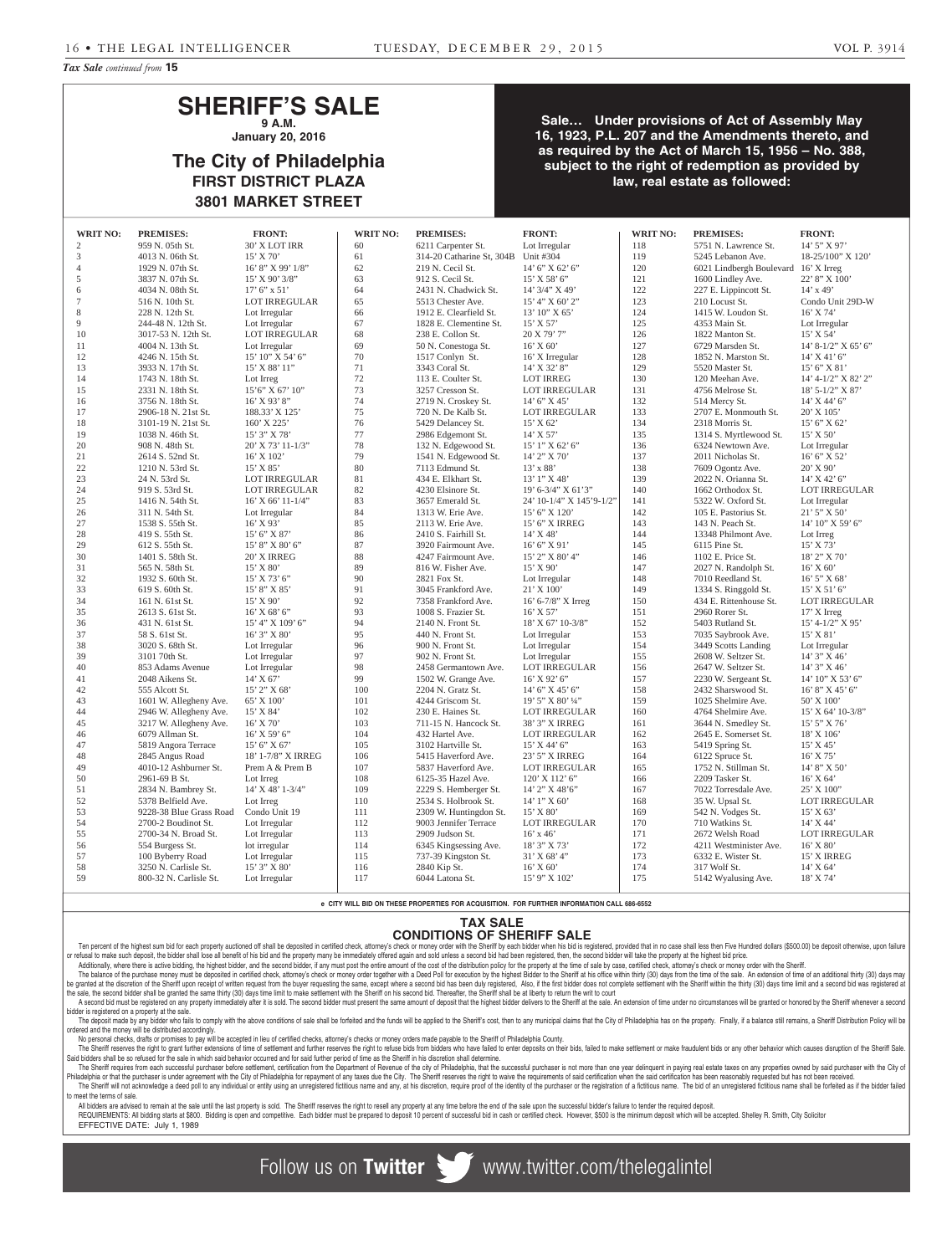*Tax Sale continued from* **15**

# SHERIFF'S SALE

**9 A.M.**
**January 20, 2016**

## The City of Philadelphia

**FIRST DISTRICT PLAZA**
**3801 MARKET STREET**

**Sale… Under provisions of Act of Assembly May 16, 1923, P.L. 207 and the Amendments thereto, and as required by the Act of March 15, 1956 – No. 388, subject to the right of redemption as provided by law, real estate as followed:**

| WRIT NO: | PREMISES: | FRONT: |
|---|---|---|
| 2 | 959 N. 05th St. | 30' X LOT IRR |
| 3 | 4013 N. 06th St. | 15' X 70' |
| 4 | 1929 N. 07th St. | 16' 8" X 99' 1/8" |
| 5 | 3837 N. 07th St. | 15' X 90' 3/8" |
| 6 | 4034 N. 08th St. | 17' 6" x 51' |
| 7 | 516 N. 10th St. | LOT IRREGULAR |
| 8 | 228 N. 12th St. | Lot Irregular |
| 9 | 244-48 N. 12th St. | Lot Irregular |
| 10 | 3017-53 N. 12th St. | LOT IRREGULAR |
| 11 | 4004 N. 13th St. | Lot Irregular |
| 12 | 4246 N. 15th St. | 15' 10" X 54' 6" |
| 13 | 3933 N. 17th St. | 15' X 88' 11" |
| 14 | 1743 N. 18th St. | Lot Irreg |
| 15 | 2331 N. 18th St. | 15'6" X 67' 10" |
| 16 | 3756 N. 18th St. | 16' X 93' 8" |
| 17 | 2906-18 N. 21st St. | 188.33' X 125' |
| 18 | 3101-19 N. 21st St. | 160' X 225' |
| 19 | 1038 N. 46th St. | 15' 3" X 78' |
| 20 | 908 N. 48th St. | 20' X 73' 11-1/3" |
| 21 | 2614 S. 52nd St. | 16' X 102' |
| 22 | 1210 N. 53rd St. | 15' X 85' |
| 23 | 24 N. 53rd St. | LOT IRREGULAR |
| 24 | 919 S. 53rd St. | LOT IRREGULAR |
| 25 | 1416 N. 54th St. | 16' X 66' 11-1/4" |
| 26 | 311 N. 54th St. | Lot Irregular |
| 27 | 1538 S. 55th St. | 16' X 93' |
| 28 | 419 S. 55th St. | 15' 6" X 87' |
| 29 | 612 S. 55th St. | 15' 8" X 80' 6" |
| 30 | 1401 S. 58th St. | 20' X IRREG |
| 31 | 565 N. 58th St. | 15' X 80' |
| 32 | 1932 S. 60th St. | 15' X 73' 6" |
| 33 | 619 S. 60th St. | 15' 8" X 85' |
| 34 | 161 N. 61st St. | 15' X 90' |
| 35 | 2613 S. 61st St. | 16' X 68' 6" |
| 36 | 431 N. 61st St. | 15' 4" X 109' 6" |
| 37 | 58 S. 61st St. | 16' 3" X 80' |
| 38 | 3020 S. 68th St. | Lot Irregular |
| 39 | 3101 70th St. | Lot Irregular |
| 40 | 853 Adams Avenue | Lot Irregular |
| 41 | 2048 Aikens St. | 14' X 67' |
| 42 | 555 Alcott St. | 15' 2" X 68' |
| 43 | 1601 W. Allegheny Ave. | 65' X 100' |
| 44 | 2946 W. Allegheny Ave. | 15' X 84' |
| 45 | 3217 W. Allegheny Ave. | 16' X 70' |
| 46 | 6079 Allman St. | 16' X 59' 6" |
| 47 | 5819 Angora Terrace | 15' 6" X 67' |
| 48 | 2845 Angus Road | 18' 1-7/8" X IRREG |
| 49 | 4010-12 Ashburner St. | Prem A & Prem B |
| 50 | 2961-69 B St. | Lot Irreg |
| 51 | 2834 N. Bambrey St. | 14' X 48' 1-3/4" |
| 52 | 5378 Belfield Ave. | Lot Irreg |
| 53 | 9228-38 Blue Grass Road | Condo Unit 19 |
| 54 | 2700-2 Boudinot St. | Lot Irregular |
| 55 | 2700-34 N. Broad St. | Lot Irregular |
| 56 | 554 Burgess St. | lot irregular |
| 57 | 100 Byberry Road | Lot Irregular |
| 58 | 3250 N. Carlisle St. | 15' 3" X 80' |
| 59 | 800-32 N. Carlisle St. | Lot Irregular |
| 60 | 6211 Carpenter St. | Lot Irregular |
| 61 | 314-20 Catharine St, 304B | Unit #304 |
| 62 | 219 N. Cecil St. | 14' 6" X 62' 6" |
| 63 | 912 S. Cecil St. | 15' X 58' 6" |
| 64 | 2431 N. Chadwick St. | 14' 3/4" X 49' |
| 65 | 5513 Chester Ave. | 15' 4" X 60' 2" |
| 66 | 1912 E. Clearfield St. | 13' 10" X 65' |
| 67 | 1828 E. Clementine St. | 15' X 57' |
| 68 | 238 E. Collon St. | 20 X 79' 7" |
| 69 | 50 N. Conestoga St. | 16' X 60' |
| 70 | 1517 Conlyn St. | 16' X Irregular |
| 71 | 3343 Coral St. | 14' X 32' 8" |
| 72 | 113 E. Coulter St. | LOT IRREG |
| 73 | 3257 Cresson St. | LOT IRREGULAR |
| 74 | 2719 N. Croskey St. | 14' 6" X 45' |
| 75 | 720 N. De Kalb St. | LOT IRREGULAR |
| 76 | 5429 Delancey St. | 15' X 62' |
| 77 | 2986 Edgemont St. | 14' X 57' |
| 78 | 132 N. Edgewood St. | 15' 1" X 62' 6" |
| 79 | 1541 N. Edgewood St. | 14' 2" X 70' |
| 80 | 7113 Edmund St. | 13' x 88' |
| 81 | 434 E. Elkhart St. | 13' 1" X 48' |
| 82 | 4230 Elsinore St. | 19' 6-3/4" X 61'3" |
| 83 | 3657 Emerald St. | 24' 10-1/4" X 145'9-1/2" |
| 84 | 1313 W. Erie Ave. | 15' 6" X 120' |
| 85 | 2113 W. Erie Ave. | 15' 6" X IRREG |
| 86 | 2410 S. Fairhill St. | 14' X 48' |
| 87 | 3920 Fairmount Ave. | 16' 6" X 91' |
| 88 | 4247 Fairmount Ave. | 15' 2" X 80' 4" |
| 89 | 816 W. Fisher Ave. | 15' X 90' |
| 90 | 2821 Fox St. | Lot Irregular |
| 91 | 3045 Frankford Ave. | 21' X 100' |
| 92 | 7358 Frankford Ave. | 16' 6-7/8" X Irreg |
| 93 | 1008 S. Frazier St. | 16' X 57' |
| 94 | 2140 N. Front St. | 18' X 67' 10-3/8" |
| 95 | 440 N. Front St. | Lot Irregular |
| 96 | 900 N. Front St. | Lot Irregular |
| 97 | 902 N. Front St. | Lot Irregular |
| 98 | 2458 Germantown Ave. | LOT IRREGULAR |
| 99 | 1502 W. Grange Ave. | 16' X 92' 6" |
| 100 | 2204 N. Gratz St. | 14' 6" X 45' 6" |
| 101 | 4244 Griscom St. | 19' 5" X 80' ¼" |
| 102 | 230 E. Haines St. | LOT IRREGULAR |
| 103 | 711-15 N. Hancock St. | 38' 3" X IRREG |
| 104 | 432 Hartel Ave. | LOT IRREGULAR |
| 105 | 3102 Hartville St. | 15' X 44' 6" |
| 106 | 5415 Haverford Ave. | 23' 5" X IRREG |
| 107 | 5837 Haverford Ave. | LOT IRREGULAR |
| 108 | 6125-35 Hazel Ave. | 120' X 112' 6" |
| 109 | 2229 S. Hemberger St. | 14' 2" X 48'6" |
| 110 | 2534 S. Holbrook St. | 14' 1" X 60' |
| 111 | 2309 W. Huntingdon St. | 15' X 80' |
| 112 | 9003 Jennifer Terrace | LOT IRREGULAR |
| 113 | 2909 Judson St. | 16' x 46' |
| 114 | 6345 Kingsessing Ave. | 18' 3" X 73' |
| 115 | 737-39 Kingston St. | 31' X 68' 4" |
| 116 | 2840 Kip St. | 16' X 60' |
| 117 | 6044 Latona St. | 15' 9" X 102' |
| 118 | 5751 N. Lawrence St. | 14' 5" X 97' |
| 119 | 5245 Lebanon Ave. | 18-25/100" X 120' |
| 120 | 6021 Lindbergh Boulevard | 16' X Irreg |
| 121 | 1600 Lindley Ave. | 22' 8" X 100' |
| 122 | 227 E. Lippincott St. | 14' x 49' |
| 123 | 210 Locust St. | Condo Unit 29D-W |
| 124 | 1415 W. Loudon St. | 16' X 74' |
| 125 | 4353 Main St. | Lot Irregular |
| 126 | 1822 Manton St. | 15' X 54' |
| 127 | 6729 Marsden St. | 14' 8-1/2" X 65' 6" |
| 128 | 1852 N. Marston St. | 14' X 41' 6" |
| 129 | 5520 Master St. | 15' 6" X 81' |
| 130 | 120 Meehan Ave. | 14' 4-1/2" X 82' 2" |
| 131 | 4756 Melrose St. | 18' 5-1/2" X 87' |
| 132 | 514 Mercy St. | 14' X 44' 6" |
| 133 | 2707 E. Monmouth St. | 20' X 105' |
| 134 | 2318 Morris St. | 15' 6" X 62' |
| 135 | 1314 S. Myrtlewood St. | 15' X 50' |
| 136 | 6324 Newtown Ave. | Lot Irregular |
| 137 | 2011 Nicholas St. | 16' 6" X 52' |
| 138 | 7609 Ogontz Ave. | 20' X 90' |
| 139 | 2022 N. Orianna St. | 14' X 42' 6" |
| 140 | 1662 Orthodox St. | LOT IRREGULAR |
| 141 | 5322 W. Oxford St. | Lot Irregular |
| 142 | 105 E. Pastorius St. | 21' 5" X 50' |
| 143 | 143 N. Peach St. | 14' 10" X 59' 6" |
| 144 | 13348 Philmont Ave. | Lot Irreg |
| 145 | 6115 Pine St. | 15' X 73' |
| 146 | 1102 E. Price St. | 18' 2" X 70' |
| 147 | 2027 N. Randolph St. | 16' X 60' |
| 148 | 7010 Reedland St. | 16' 5" X 68' |
| 149 | 1334 S. Ringgold St. | 15' X 51' 6" |
| 150 | 434 E. Rittenhouse St. | LOT IRREGULAR |
| 151 | 2960 Rorer St. | 17' X Irreg |
| 152 | 5403 Rutland St. | 15' 4-1/2" X 95' |
| 153 | 7035 Saybrook Ave. | 15' X 81' |
| 154 | 3449 Scotts Landing | Lot Irregular |
| 155 | 2608 W. Seltzer St. | 14' 3" X 46' |
| 156 | 2647 W. Seltzer St. | 14' 3" X 46' |
| 157 | 2230 W. Sergeant St. | 14' 10" X 53' 6" |
| 158 | 2432 Sharswood St. | 16' 8" X 45' 6" |
| 159 | 1025 Shelmire Ave. | 50' X 100' |
| 160 | 4764 Shelmire Ave. | 15' X 64' 10-3/8" |
| 161 | 3644 N. Smedley St. | 15' 5" X 76' |
| 162 | 2645 E. Somerset St. | 18' X 106' |
| 163 | 5419 Spring St. | 15' X 45' |
| 164 | 6122 Spruce St. | 16' X 75' |
| 165 | 1752 N. Stillman St. | 14' 8" X 50' |
| 166 | 2209 Tasker St. | 16' X 64' |
| 167 | 7022 Torresdale Ave. | 25' X 100" |
| 168 | 35 W. Upsal St. | LOT IRREGULAR |
| 169 | 542 N. Vodges St. | 15' X 63' |
| 170 | 710 Watkins St. | 14' X 44' |
| 171 | 2672 Welsh Road | LOT IRREGULAR |
| 172 | 4211 Westminister Ave. | 16' X 80' |
| 173 | 6332 E. Wister St. | 15' X IRREG |
| 174 | 317 Wolf St. | 14' X 64' |
| 175 | 5142 Wyalusing Ave. | 18' X 74' |

**e CITY WILL BID ON THESE PROPERTIES FOR ACQUISITION. FOR FURTHER INFORMATION CALL 686-6552**

## TAX SALE
## CONDITIONS OF SHERIFF SALE

Ten percent of the highest sum bid for each property auctioned off shall be deposited in certified check, attorney's check or money order with the Sheriff by each bidder when his bid is registered, provided that in no case shall less then Five Hundred dollars ($500.00) be deposit otherwise, upon failure or refusal to make such deposit, the bidder shall lose all benefit of his bid and the property many be immediately offered again and sold unless a second bid had been registered, then, the second bidder will take the property at the highest bid price.

Additionally, where there is active bidding, the highest bidder, and the second bidder, if any must post the entire amount of the cost of the distribution policy for the property at the time of sale by case, certified check, attorney's check or money order with the Sheriff.

The balance of the purchase money must be deposited in certified check, attorney's check or money order together with a Deed Poll for execution by the highest Bidder to the Sheriff at his office within thirty (30) days from the time of the sale. An extension of time of an additional thirty (30) days may be granted at the discretion of the Sheriff upon receipt of written request from the buyer requesting the same, except where a second bid has been duly registered, Also, if the first bidder does not complete settlement with the Sheriff within the thirty (30) days time limit and a second bid was registered at the sale, the second bidder shall be granted the same thirty (30) days time limit to make settlement with the Sheriff on his second bid. Thereafter, the Sheriff shall be at liberty to return the writ to court

A second bid must be registered on any property immediately after it is sold. The second bidder must present the same amount of deposit that the highest bidder delivers to the Sheriff at the sale. An extension of time under no circumstances will be granted or honored by the Sheriff whenever a second bidder is registered on a property at the sale.

The deposit made by any bidder who fails to comply with the above conditions of sale shall be forfeited and the funds will be applied to the Sheriff's cost, then to any municipal claims that the City of Philadelphia has on the property. Finally, if a balance still remains, a Sheriff Distribution Policy will be ordered and the money will be distributed accordingly.

No personal checks, drafts or promises to pay will be accepted in lieu of certified checks, attorney's checks or money orders made payable to the Sheriff of Philadelphia County.

The Sheriff reserves the right to grant further extensions of time of settlement and further reserves the right to refuse bids from bidders who have failed to enter deposits on their bids, failed to make settlement or make fraudulent bids or any other behavior which causes disruption of the Sheriff Sale. Said bidders shall be so refused for the sale in which said behavior occurred and for said further period of time as the Sheriff in his discretion shall determine.

The Sheriff requires from each successful purchaser before settlement, certification from the Department of Revenue of the city of Philadelphia, that the successful purchaser is not more than one year delinquent in paying real estate taxes on any properties owned by said purchaser with the City of Philadelphia or that the purchaser is under agreement with the City of Philadelphia for repayment of any taxes due the City. The Sheriff reserves the right to waive the requirements of said certification when the said certification has been reasonably requested but has not been received.

The Sheriff will not acknowledge a deed poll to any individual or entity using an unregistered fictitious name and any, at his discretion, require proof of the identity of the purchaser or the registration of a fictitious name. The bid of an unregistered fictitious name shall be forfeited as if the bidder failed to meet the terms of sale.

All bidders are advised to remain at the sale until the last property is sold. The Sheriff reserves the right to resell any property at any time before the end of the sale upon the successful bidder's failure to tender the required deposit.

REQUIREMENTS: All bidding starts at $800. Bidding is open and competitive. Each bidder must be prepared to deposit 10 percent of successful bid in cash or certified check. However, $500 is the minimum deposit which will be accepted. Shelley R. Smith, City Solicitor

EFFECTIVE DATE: July 1, 1989

Follow us on **Twitter** www.twitter.com/thelegalintel